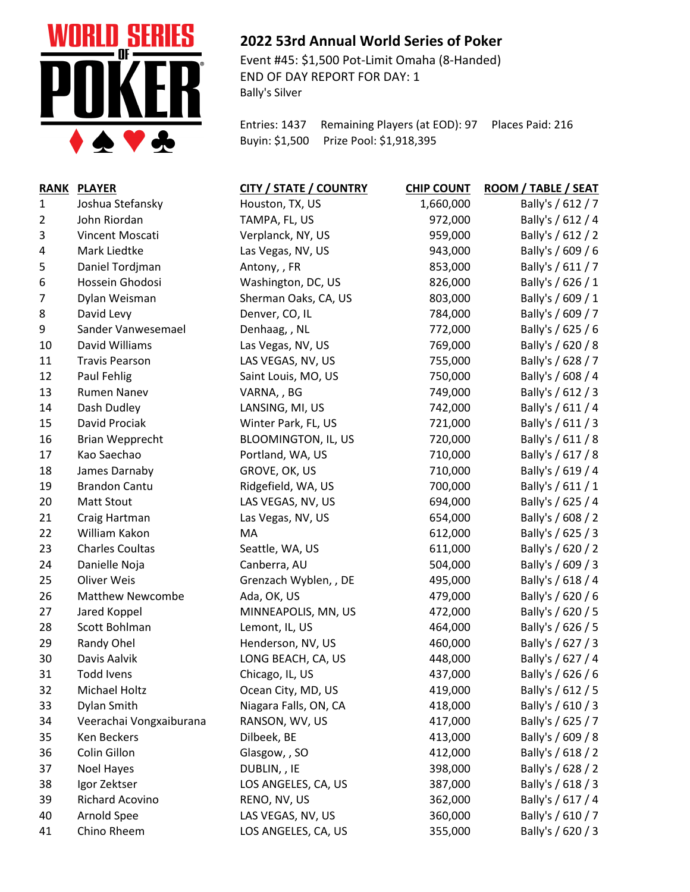## 2022 53rd Annual World Series of Poker

Event #45: $1,500 Pot-Limit Omaha (8-Handed)
END OF DAY REPORT FOR DAY: 1
Bally's Silver

Entries: 1437 Remaining Players (at EOD): 97 Places Paid: 216
Buyin: $1,500 Prize Pool: $1,918,395

| RANK | PLAYER | CITY / STATE / COUNTRY | CHIP COUNT | ROOM / TABLE / SEAT |
|---|---|---|---|---|
| 1 | Joshua Stefansky | Houston, TX, US | 1,660,000 | Bally's / 612 / 7 |
| 2 | John Riordan | TAMPA, FL, US | 972,000 | Bally's / 612 / 4 |
| 3 | Vincent Moscati | Verplanck, NY, US | 959,000 | Bally's / 612 / 2 |
| 4 | Mark Liedtke | Las Vegas, NV, US | 943,000 | Bally's / 609 / 6 |
| 5 | Daniel Tordjman | Antony, , FR | 853,000 | Bally's / 611 / 7 |
| 6 | Hossein Ghodosi | Washington, DC, US | 826,000 | Bally's / 626 / 1 |
| 7 | Dylan Weisman | Sherman Oaks, CA, US | 803,000 | Bally's / 609 / 1 |
| 8 | David Levy | Denver, CO, IL | 784,000 | Bally's / 609 / 7 |
| 9 | Sander Vanwesemael | Denhaag, , NL | 772,000 | Bally's / 625 / 6 |
| 10 | David Williams | Las Vegas, NV, US | 769,000 | Bally's / 620 / 8 |
| 11 | Travis Pearson | LAS VEGAS, NV, US | 755,000 | Bally's / 628 / 7 |
| 12 | Paul Fehlig | Saint Louis, MO, US | 750,000 | Bally's / 608 / 4 |
| 13 | Rumen Nanev | VARNA, , BG | 749,000 | Bally's / 612 / 3 |
| 14 | Dash Dudley | LANSING, MI, US | 742,000 | Bally's / 611 / 4 |
| 15 | David Prociak | Winter Park, FL, US | 721,000 | Bally's / 611 / 3 |
| 16 | Brian Wepprecht | BLOOMINGTON, IL, US | 720,000 | Bally's / 611 / 8 |
| 17 | Kao Saechao | Portland, WA, US | 710,000 | Bally's / 617 / 8 |
| 18 | James Darnaby | GROVE, OK, US | 710,000 | Bally's / 619 / 4 |
| 19 | Brandon Cantu | Ridgefield, WA, US | 700,000 | Bally's / 611 / 1 |
| 20 | Matt Stout | LAS VEGAS, NV, US | 694,000 | Bally's / 625 / 4 |
| 21 | Craig Hartman | Las Vegas, NV, US | 654,000 | Bally's / 608 / 2 |
| 22 | William Kakon | MA | 612,000 | Bally's / 625 / 3 |
| 23 | Charles Coultas | Seattle, WA, US | 611,000 | Bally's / 620 / 2 |
| 24 | Danielle Noja | Canberra, AU | 504,000 | Bally's / 609 / 3 |
| 25 | Oliver Weis | Grenzach Wyblen, , DE | 495,000 | Bally's / 618 / 4 |
| 26 | Matthew Newcombe | Ada, OK, US | 479,000 | Bally's / 620 / 6 |
| 27 | Jared Koppel | MINNEAPOLIS, MN, US | 472,000 | Bally's / 620 / 5 |
| 28 | Scott Bohlman | Lemont, IL, US | 464,000 | Bally's / 626 / 5 |
| 29 | Randy Ohel | Henderson, NV, US | 460,000 | Bally's / 627 / 3 |
| 30 | Davis Aalvik | LONG BEACH, CA, US | 448,000 | Bally's / 627 / 4 |
| 31 | Todd Ivens | Chicago, IL, US | 437,000 | Bally's / 626 / 6 |
| 32 | Michael Holtz | Ocean City, MD, US | 419,000 | Bally's / 612 / 5 |
| 33 | Dylan Smith | Niagara Falls, ON, CA | 418,000 | Bally's / 610 / 3 |
| 34 | Veerachai Vongxaiburana | RANSON, WV, US | 417,000 | Bally's / 625 / 7 |
| 35 | Ken Beckers | Dilbeek, BE | 413,000 | Bally's / 609 / 8 |
| 36 | Colin Gillon | Glasgow, , SO | 412,000 | Bally's / 618 / 2 |
| 37 | Noel Hayes | DUBLIN, , IE | 398,000 | Bally's / 628 / 2 |
| 38 | Igor Zektser | LOS ANGELES, CA, US | 387,000 | Bally's / 618 / 3 |
| 39 | Richard Acovino | RENO, NV, US | 362,000 | Bally's / 617 / 4 |
| 40 | Arnold Spee | LAS VEGAS, NV, US | 360,000 | Bally's / 610 / 7 |
| 41 | Chino Rheem | LOS ANGELES, CA, US | 355,000 | Bally's / 620 / 3 |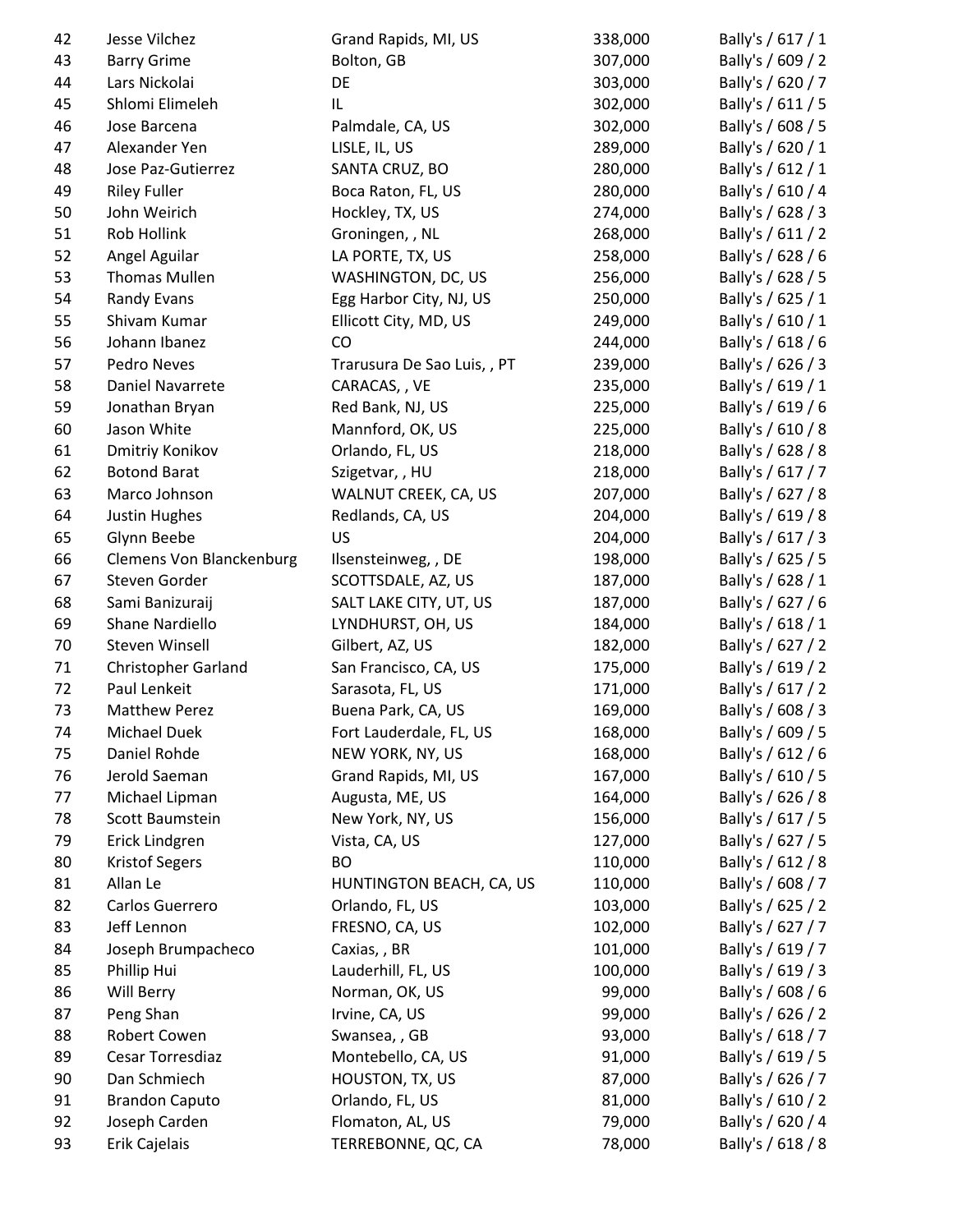| | | | | |
|---|---|---|---|---|
| 42 | Jesse Vilchez | Grand Rapids, MI, US | 338,000 | Bally's / 617 / 1 |
| 43 | Barry Grime | Bolton, GB | 307,000 | Bally's / 609 / 2 |
| 44 | Lars Nickolai | DE | 303,000 | Bally's / 620 / 7 |
| 45 | Shlomi Elimeleh | IL | 302,000 | Bally's / 611 / 5 |
| 46 | Jose Barcena | Palmdale, CA, US | 302,000 | Bally's / 608 / 5 |
| 47 | Alexander Yen | LISLE, IL, US | 289,000 | Bally's / 620 / 1 |
| 48 | Jose Paz-Gutierrez | SANTA CRUZ, BO | 280,000 | Bally's / 612 / 1 |
| 49 | Riley Fuller | Boca Raton, FL, US | 280,000 | Bally's / 610 / 4 |
| 50 | John Weirich | Hockley, TX, US | 274,000 | Bally's / 628 / 3 |
| 51 | Rob Hollink | Groningen, , NL | 268,000 | Bally's / 611 / 2 |
| 52 | Angel Aguilar | LA PORTE, TX, US | 258,000 | Bally's / 628 / 6 |
| 53 | Thomas Mullen | WASHINGTON, DC, US | 256,000 | Bally's / 628 / 5 |
| 54 | Randy Evans | Egg Harbor City, NJ, US | 250,000 | Bally's / 625 / 1 |
| 55 | Shivam Kumar | Ellicott City, MD, US | 249,000 | Bally's / 610 / 1 |
| 56 | Johann Ibanez | CO | 244,000 | Bally's / 618 / 6 |
| 57 | Pedro Neves | Trarusura De Sao Luis, , PT | 239,000 | Bally's / 626 / 3 |
| 58 | Daniel Navarrete | CARACAS, , VE | 235,000 | Bally's / 619 / 1 |
| 59 | Jonathan Bryan | Red Bank, NJ, US | 225,000 | Bally's / 619 / 6 |
| 60 | Jason White | Mannford, OK, US | 225,000 | Bally's / 610 / 8 |
| 61 | Dmitriy Konikov | Orlando, FL, US | 218,000 | Bally's / 628 / 8 |
| 62 | Botond Barat | Szigetvar, , HU | 218,000 | Bally's / 617 / 7 |
| 63 | Marco Johnson | WALNUT CREEK, CA, US | 207,000 | Bally's / 627 / 8 |
| 64 | Justin Hughes | Redlands, CA, US | 204,000 | Bally's / 619 / 8 |
| 65 | Glynn Beebe | US | 204,000 | Bally's / 617 / 3 |
| 66 | Clemens Von Blanckenburg | Ilsensteinweg, , DE | 198,000 | Bally's / 625 / 5 |
| 67 | Steven Gorder | SCOTTSDALE, AZ, US | 187,000 | Bally's / 628 / 1 |
| 68 | Sami Banizuraij | SALT LAKE CITY, UT, US | 187,000 | Bally's / 627 / 6 |
| 69 | Shane Nardiello | LYNDHURST, OH, US | 184,000 | Bally's / 618 / 1 |
| 70 | Steven Winsell | Gilbert, AZ, US | 182,000 | Bally's / 627 / 2 |
| 71 | Christopher Garland | San Francisco, CA, US | 175,000 | Bally's / 619 / 2 |
| 72 | Paul Lenkeit | Sarasota, FL, US | 171,000 | Bally's / 617 / 2 |
| 73 | Matthew Perez | Buena Park, CA, US | 169,000 | Bally's / 608 / 3 |
| 74 | Michael Duek | Fort Lauderdale, FL, US | 168,000 | Bally's / 609 / 5 |
| 75 | Daniel Rohde | NEW YORK, NY, US | 168,000 | Bally's / 612 / 6 |
| 76 | Jerold Saeman | Grand Rapids, MI, US | 167,000 | Bally's / 610 / 5 |
| 77 | Michael Lipman | Augusta, ME, US | 164,000 | Bally's / 626 / 8 |
| 78 | Scott Baumstein | New York, NY, US | 156,000 | Bally's / 617 / 5 |
| 79 | Erick Lindgren | Vista, CA, US | 127,000 | Bally's / 627 / 5 |
| 80 | Kristof Segers | BO | 110,000 | Bally's / 612 / 8 |
| 81 | Allan Le | HUNTINGTON BEACH, CA, US | 110,000 | Bally's / 608 / 7 |
| 82 | Carlos Guerrero | Orlando, FL, US | 103,000 | Bally's / 625 / 2 |
| 83 | Jeff Lennon | FRESNO, CA, US | 102,000 | Bally's / 627 / 7 |
| 84 | Joseph Brumpacheco | Caxias, , BR | 101,000 | Bally's / 619 / 7 |
| 85 | Phillip Hui | Lauderhill, FL, US | 100,000 | Bally's / 619 / 3 |
| 86 | Will Berry | Norman, OK, US | 99,000 | Bally's / 608 / 6 |
| 87 | Peng Shan | Irvine, CA, US | 99,000 | Bally's / 626 / 2 |
| 88 | Robert Cowen | Swansea, , GB | 93,000 | Bally's / 618 / 7 |
| 89 | Cesar Torresdiaz | Montebello, CA, US | 91,000 | Bally's / 619 / 5 |
| 90 | Dan Schmiech | HOUSTON, TX, US | 87,000 | Bally's / 626 / 7 |
| 91 | Brandon Caputo | Orlando, FL, US | 81,000 | Bally's / 610 / 2 |
| 92 | Joseph Carden | Flomaton, AL, US | 79,000 | Bally's / 620 / 4 |
| 93 | Erik Cajelais | TERREBONNE, QC, CA | 78,000 | Bally's / 618 / 8 |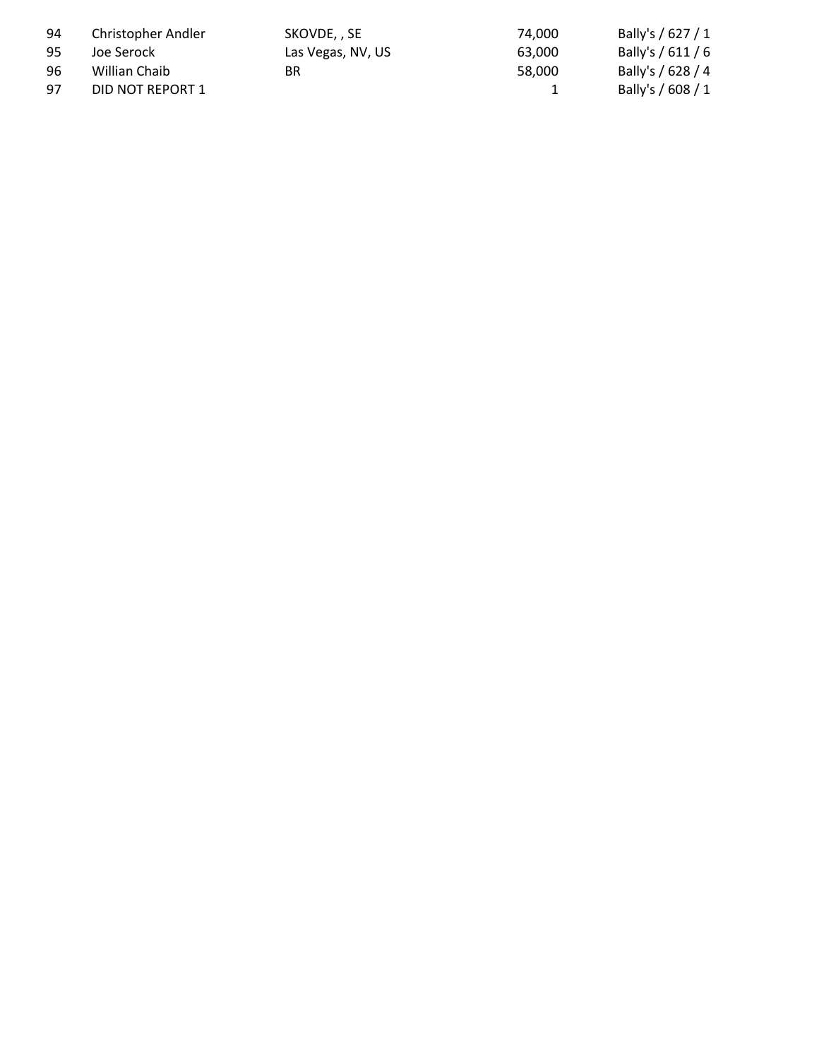| | | | | |
|---|---|---|---|---|
| 94 | Christopher Andler | SKOVDE, , SE | 74,000 | Bally's / 627 / 1 |
| 95 | Joe Serock | Las Vegas, NV, US | 63,000 | Bally's / 611 / 6 |
| 96 | Willian Chaib | BR | 58,000 | Bally's / 628 / 4 |
| 97 | DID NOT REPORT 1 | | 1 | Bally's / 608 / 1 |